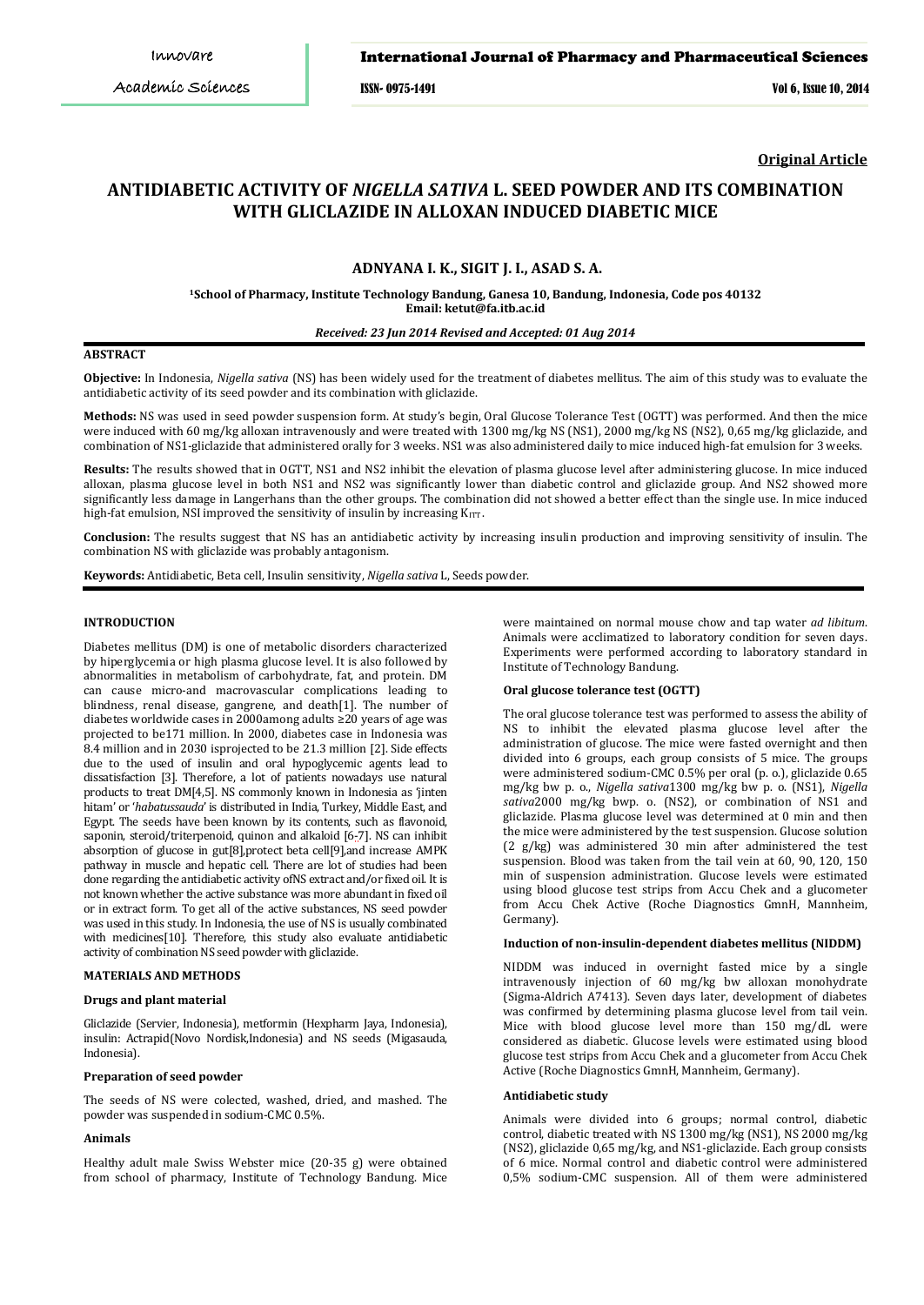**Original Article**

# ANTIDIABETIC ACTIVITY OF *NIGELLA SATIVA* L. SEED POWDER AND ITS COMBINATION WITH GLICLAZIDE IN ALLOXAN INDUCED DIABETIC MICE

## ADNYANA I. K., SIGIT J. I., ASAD S. A.

[1]School of Pharmacy, Institute Technology Bandung, Ganesa 10, Bandung, Indonesia, Code pos 40132
Email: ketut@fa.itb.ac.id

*Received: 23 Jun 2014 Revised and Accepted: 01 Aug 2014*

### ABSTRACT

**Objective:** In Indonesia, *Nigella sativa* (NS) has been widely used for the treatment of diabetes mellitus. The aim of this study was to evaluate the antidiabetic activity of its seed powder and its combination with gliclazide.

**Methods:** NS was used in seed powder suspension form. At study's begin, Oral Glucose Tolerance Test (OGTT) was performed. And then the mice were induced with 60 mg/kg alloxan intravenously and were treated with 1300 mg/kg NS (NS1), 2000 mg/kg NS (NS2), 0,65 mg/kg gliclazide, and combination of NS1-gliclazide that administered orally for 3 weeks. NS1 was also administered daily to mice induced high-fat emulsion for 3 weeks.

**Results:** The results showed that in OGTT, NS1 and NS2 inhibit the elevation of plasma glucose level after administering glucose. In mice induced alloxan, plasma glucose level in both NS1 and NS2 was significantly lower than diabetic control and gliclazide group. And NS2 showed more significantly less damage in Langerhans than the other groups. The combination did not showed a better effect than the single use. In mice induced high-fat emulsion, NSI improved the sensitivity of insulin by increasing $K_{ITT}$.

**Conclusion:** The results suggest that NS has an antidiabetic activity by increasing insulin production and improving sensitivity of insulin. The combination NS with gliclazide was probably antagonism.

**Keywords:** Antidiabetic, Beta cell, Insulin sensitivity, *Nigella sativa* L, Seeds powder.

### INTRODUCTION

Diabetes mellitus (DM) is one of metabolic disorders characterized by hiperglycemia or high plasma glucose level. It is also followed by abnormalities in metabolism of carbohydrate, fat, and protein. DM can cause micro-and macrovascular complications leading to blindness, renal disease, gangrene, and death[1]. The number of diabetes worldwide cases in 2000among adults ≥20 years of age was projected to be171 million. In 2000, diabetes case in Indonesia was 8.4 million and in 2030 isprojected to be 21.3 million [2]. Side effects due to the used of insulin and oral hypoglycemic agents lead to dissatisfaction [3]. Therefore, a lot of patients nowadays use natural products to treat DM[4,5]. NS commonly known in Indonesia as 'jinten hitam' or '*habatussauda*' is distributed in India, Turkey, Middle East, and Egypt. The seeds have been known by its contents, such as flavonoid, saponin, steroid/triterpenoid, quinon and alkaloid [6-7]. NS can inhibit absorption of glucose in gut[8],protect beta cell[9],and increase AMPK pathway in muscle and hepatic cell. There are lot of studies had been done regarding the antidiabetic activity ofNS extract and/or fixed oil. It is not known whether the active substance was more abundant in fixed oil or in extract form. To get all of the active substances, NS seed powder was used in this study. In Indonesia, the use of NS is usually combinated with medicines[10]. Therefore, this study also evaluate antidiabetic activity of combination NS seed powder with gliclazide.

### MATERIALS AND METHODS

#### Drugs and plant material

Gliclazide (Servier, Indonesia), metformin (Hexpharm Jaya, Indonesia), insulin: Actrapid(Novo Nordisk,Indonesia) and NS seeds (Migasauda, Indonesia).

#### Preparation of seed powder

The seeds of NS were colected, washed, dried, and mashed. The powder was suspended in sodium-CMC 0.5%.

#### Animals

Healthy adult male Swiss Webster mice (20-35 g) were obtained from school of pharmacy, Institute of Technology Bandung. Mice were maintained on normal mouse chow and tap water *ad libitum*. Animals were acclimatized to laboratory condition for seven days. Experiments were performed according to laboratory standard in Institute of Technology Bandung.

#### Oral glucose tolerance test (OGTT)

The oral glucose tolerance test was performed to assess the ability of NS to inhibit the elevated plasma glucose level after the administration of glucose. The mice were fasted overnight and then divided into 6 groups, each group consists of 5 mice. The groups were administered sodium-CMC 0.5% per oral (p. o.), gliclazide 0.65 mg/kg bw p. o., *Nigella sativa*1300 mg/kg bw p. o. (NS1), *Nigella sativa*2000 mg/kg bwp. o. (NS2), or combination of NS1 and gliclazide. Plasma glucose level was determined at 0 min and then the mice were administered by the test suspension. Glucose solution (2 g/kg) was administered 30 min after administered the test suspension. Blood was taken from the tail vein at 60, 90, 120, 150 min of suspension administration. Glucose levels were estimated using blood glucose test strips from Accu Chek and a glucometer from Accu Chek Active (Roche Diagnostics GmnH, Mannheim, Germany).

#### Induction of non-insulin-dependent diabetes mellitus (NIDDM)

NIDDM was induced in overnight fasted mice by a single intravenously injection of 60 mg/kg bw alloxan monohydrate (Sigma-Aldrich A7413). Seven days later, development of diabetes was confirmed by determining plasma glucose level from tail vein. Mice with blood glucose level more than 150 mg/dL were considered as diabetic. Glucose levels were estimated using blood glucose test strips from Accu Chek and a glucometer from Accu Chek Active (Roche Diagnostics GmnH, Mannheim, Germany).

#### Antidiabetic study

Animals were divided into 6 groups; normal control, diabetic control, diabetic treated with NS 1300 mg/kg (NS1), NS 2000 mg/kg (NS2), gliclazide 0,65 mg/kg, and NS1-gliclazide. Each group consists of 6 mice. Normal control and diabetic control were administered 0,5% sodium-CMC suspension. All of them were administered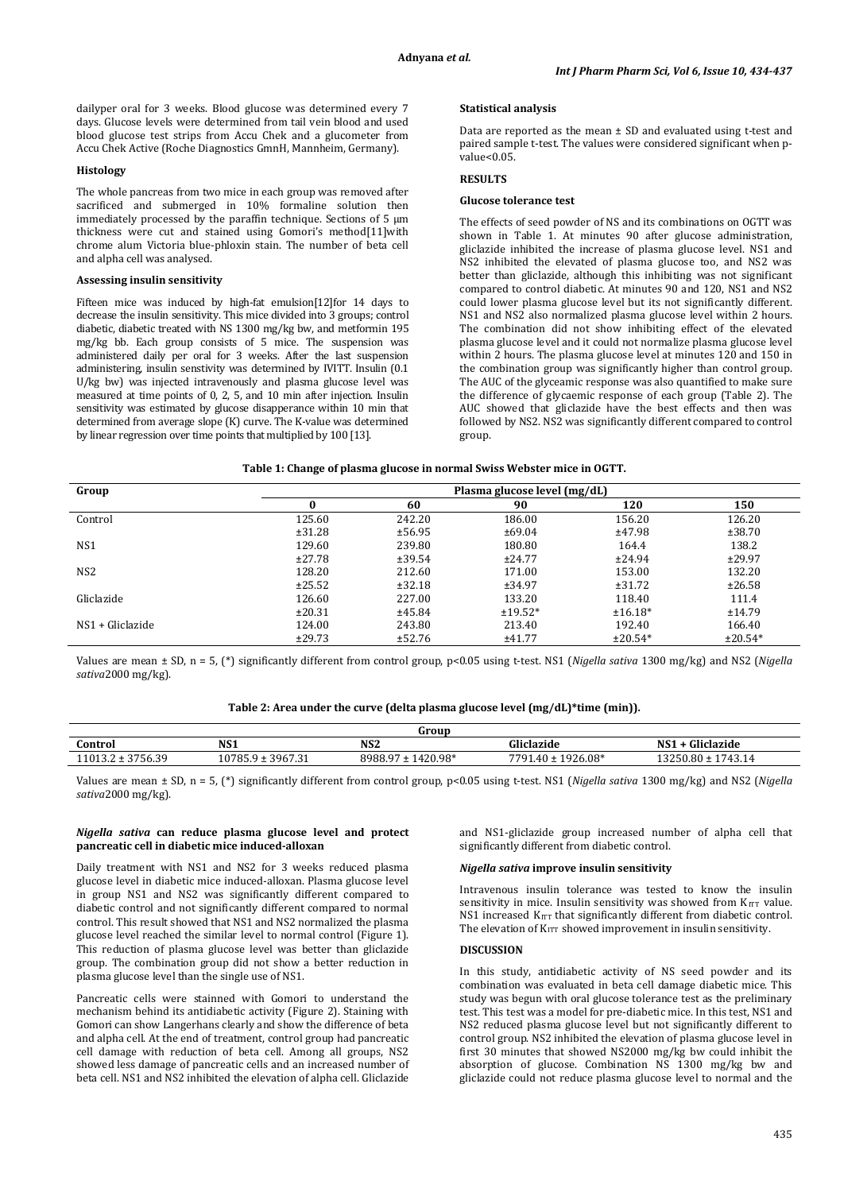dailyper oral for 3 weeks. Blood glucose was determined every 7 days. Glucose levels were determined from tail vein blood and used blood glucose test strips from Accu Chek and a glucometer from Accu Chek Active (Roche Diagnostics GmnH, Mannheim, Germany).

### Histology

The whole pancreas from two mice in each group was removed after sacrificed and submerged in 10% formaline solution then immediately processed by the paraffin technique. Sections of 5 µm thickness were cut and stained using Gomori's method[11]with chrome alum Victoria blue-phloxin stain. The number of beta cell and alpha cell was analysed.

### Assessing insulin sensitivity

Fifteen mice was induced by high-fat emulsion[12]for 14 days to decrease the insulin sensitivity. This mice divided into 3 groups; control diabetic, diabetic treated with NS 1300 mg/kg bw, and metformin 195 mg/kg bb. Each group consists of 5 mice. The suspension was administered daily per oral for 3 weeks. After the last suspension administering, insulin senstivity was determined by IVITT. Insulin (0.1 U/kg bw) was injected intravenously and plasma glucose level was measured at time points of 0, 2, 5, and 10 min after injection. Insulin sensitivity was estimated by glucose disappearance within 10 min that determined from average slope (K) curve. The K-value was determined by linear regression over time points that multiplied by 100 [13].

### Statistical analysis

Data are reported as the mean ± SD and evaluated using t-test and paired sample t-test. The values were considered significant when p-value<0.05.

## RESULTS

### Glucose tolerance test

The effects of seed powder of NS and its combinations on OGTT was shown in Table 1. At minutes 90 after glucose administration, gliclazide inhibited the increase of plasma glucose level. NS1 and NS2 inhibited the elevated of plasma glucose too, and NS2 was better than gliclazide, although this inhibiting was not significant compared to control diabetic. At minutes 90 and 120, NS1 and NS2 could lower plasma glucose level but its not significantly different. NS1 and NS2 also normalized plasma glucose level within 2 hours. The combination did not show inhibiting effect of the elevated plasma glucose level and it could not normalize plasma glucose level within 2 hours. The plasma glucose level at minutes 120 and 150 in the combination group was significantly higher than control group. The AUC of the glyceamic response was also quantified to make sure the difference of glycaemic response of each group (Table 2). The AUC showed that gliclazide have the best effects and then was followed by NS2. NS2 was significantly different compared to control group.

**Table 1: Change of plasma glucose in normal Swiss Webster mice in OGTT.**

| Group | Plasma glucose level (mg/dL) | | | | |
|---|---|---|---|---|---|
| | **0** | **60** | **90** | **120** | **150** |
| Control | 125.60 ±31.28 | 242.20 ±56.95 | 186.00 ±69.04 | 156.20 ±47.98 | 126.20 ±38.70 |
| NS1 | 129.60 ±27.78 | 239.80 ±39.54 | 180.80 ±24.77 | 164.4 ±24.94 | 138.2 ±29.97 |
| NS2 | 128.20 ±25.52 | 212.60 ±32.18 | 171.00 ±34.97 | 153.00 ±31.72 | 132.20 ±26.58 |
| Gliclazide | 126.60 ±20.31 | 227.00 ±45.84 | 133.20 ±19.52* | 118.40 ±16.18* | 111.4 ±14.79 |
| NS1 + Gliclazide | 124.00 ±29.73 | 243.80 ±52.76 | 213.40 ±41.77 | 192.40 ±20.54* | 166.40 ±20.54* |

Values are mean ± SD, n = 5, (*) significantly different from control group, p<0.05 using t-test. NS1 (*Nigella sativa* 1300 mg/kg) and NS2 (*Nigella sativa*2000 mg/kg).

**Table 2: Area under the curve (delta plasma glucose level (mg/dL)*time (min)).**

| Group | | | | |
|---|---|---|---|---|
| **Control** | **NS1** | **NS2** | **Gliclazide** | **NS1 + Gliclazide** |
| 11013.2 ± 3756.39 | 10785.9 ± 3967.31 | 8988.97 ± 1420.98* | 7791.40 ± 1926.08* | 13250.80 ± 1743.14 |

Values are mean ± SD, n = 5, (*) significantly different from control group, p<0.05 using t-test. NS1 (*Nigella sativa* 1300 mg/kg) and NS2 (*Nigella sativa*2000 mg/kg).

### *Nigella sativa* can reduce plasma glucose level and protect pancreatic cell in diabetic mice induced-alloxan

Daily treatment with NS1 and NS2 for 3 weeks reduced plasma glucose level in diabetic mice induced-alloxan. Plasma glucose level in group NS1 and NS2 was significantly different compared to diabetic control and not significantly different compared to normal control. This result showed that NS1 and NS2 normalized the plasma glucose level reached the similar level to normal control (Figure 1). This reduction of plasma glucose level was better than gliclazide group. The combination group did not show a better reduction in plasma glucose level than the single use of NS1.

Pancreatic cells were stainned with Gomori to understand the mechanism behind its antidiabetic activity (Figure 2). Staining with Gomori can show Langerhans clearly and show the difference of beta and alpha cell. At the end of treatment, control group had pancreatic cell damage with reduction of beta cell. Among all groups, NS2 showed less damage of pancreatic cells and an increased number of beta cell. NS1 and NS2 inhibited the elevation of alpha cell. Gliclazide and NS1-gliclazide group increased number of alpha cell that significantly different from diabetic control.

### *Nigella sativa* improve insulin sensitivity

Intravenous insulin tolerance was tested to know the insulin sensitivity in mice. Insulin sensitivity was showed from $K_{ITT}$ value. NS1 increased $K_{ITT}$ that significantly different from diabetic control. The elevation of $K_{ITT}$ showed improvement in insulin sensitivity.

## DISCUSSION

In this study, antidiabetic activity of NS seed powder and its combination was evaluated in beta cell damage diabetic mice. This study was begun with oral glucose tolerance test as the preliminary test. This test was a model for pre-diabetic mice. In this test, NS1 and NS2 reduced plasma glucose level but not significantly different to control group. NS2 inhibited the elevation of plasma glucose level in first 30 minutes that showed NS2000 mg/kg bw could inhibit the absorption of glucose. Combination NS 1300 mg/kg bw and gliclazide could not reduce plasma glucose level to normal and the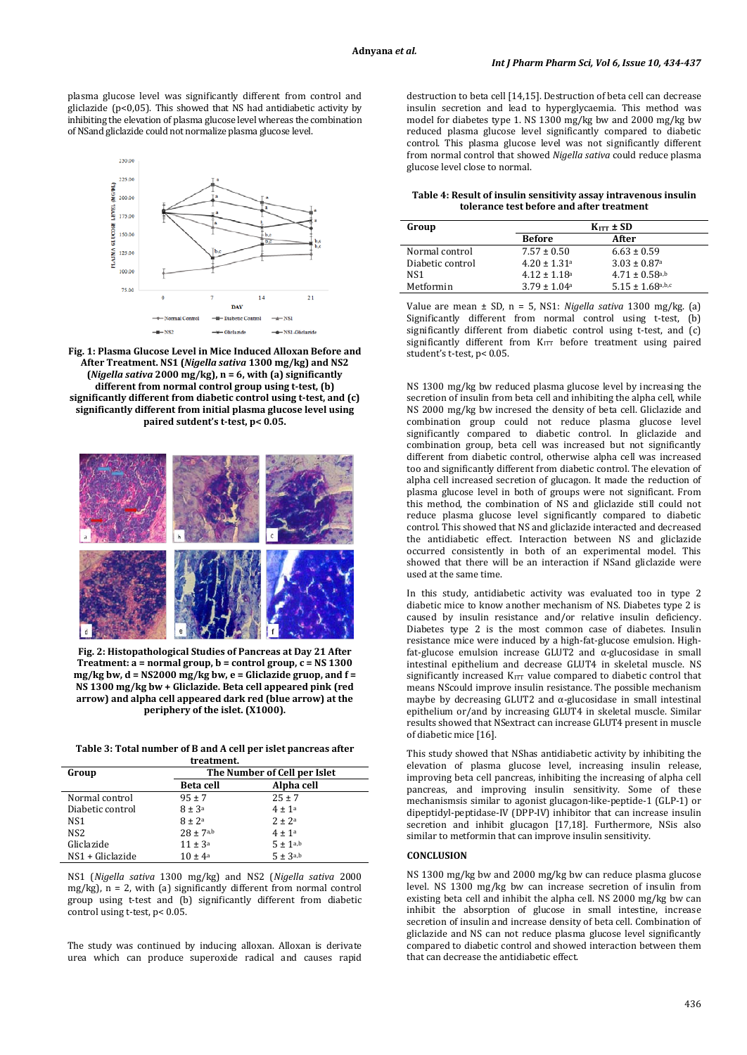plasma glucose level was significantly different from control and gliclazide (p<0,05). This showed that NS had antidiabetic activity by inhibiting the elevation of plasma glucose level whereas the combination of NSand gliclazide could not normalize plasma glucose level.

**Fig. 1: Plasma Glucose Level in Mice Induced Alloxan Before and After Treatment. NS1 (*Nigella sativa* 1300 mg/kg) and NS2 (*Nigella sativa* 2000 mg/kg), n = 6, with (a) significantly different from normal control group using t-test, (b) significantly different from diabetic control using t-test, and (c) significantly different from initial plasma glucose level using paired sutdent's t-test, p< 0.05.**

**Fig. 2: Histopathological Studies of Pancreas at Day 21 After Treatment: a = normal group, b = control group, c = NS 1300 mg/kg bw, d = NS2000 mg/kg bw, e = Gliclazide group, and f = NS 1300 mg/kg bw + Gliclazide. Beta cell appeared pink (red arrow) and alpha cell appeared dark red (blue arrow) at the periphery of the islet. (X1000).**

**Table 3: Total number of B and A cell per islet pancreas after treatment.**

| Group | The Number of Cell per Islet | |
|---|---|---|
| | Beta cell | Alpha cell |
| Normal control | 95 ± 7 | 25 ± 7 |
| Diabetic control | 8 ± 3[a] | 4 ± 1[a] |
| NS1 | 8 ± 2[a] | 2 ± 2[a] |
| NS2 | 28 ± 7[a,b] | 4 ± 1[a] |
| Gliclazide | 11 ± 3[a] | 5 ± 1[a,b] |
| NS1 + Gliclazide | 10 ± 4[a] | 5 ± 3[a,b] |

NS1 (*Nigella sativa* 1300 mg/kg) and NS2 (*Nigella sativa* 2000 mg/kg), n = 2, with (a) significantly different from normal control group using t-test and (b) significantly different from diabetic control using t-test, p< 0.05.

The study was continued by inducing alloxan. Alloxan is derivate urea which can produce superoxide radical and causes rapid destruction to beta cell [14,15]. Destruction of beta cell can decrease insulin secretion and lead to hyperglycaemia. This method was model for diabetes type 1. NS 1300 mg/kg bw and 2000 mg/kg bw reduced plasma glucose level significantly compared to diabetic control. This plasma glucose level was not significantly different from normal control that showed *Nigella sativa* could reduce plasma glucose level close to normal.

**Table 4: Result of insulin sensitivity assay intravenous insulin tolerance test before and after treatment**

| Group | $K_{ITT}$ ± SD | |
|---|---|---|
| | Before | After |
| Normal control | 7.57 ± 0.50 | 6.63 ± 0.59 |
| Diabetic control | 4.20 ± 1.31[a] | 3.03 ± 0.87[a] |
| NS1 | 4.12 ± 1.18[a] | 4.71 ± 0.58[a,b] |
| Metformin | 3.79 ± 1.04[a] | 5.15 ± 1.68[a,b,c] |

Value are mean ± SD, n = 5, NS1: *Nigella sativa* 1300 mg/kg. (a) Significantly different from normal control using t-test, (b) significantly different from diabetic control using t-test, and (c) significantly different from $K_{ITT}$ before treatment using paired student's t-test, p< 0.05.

NS 1300 mg/kg bw reduced plasma glucose level by increasing the secretion of insulin from beta cell and inhibiting the alpha cell, while NS 2000 mg/kg bw incresed the density of beta cell. Gliclazide and combination group could not reduce plasma glucose level significantly compared to diabetic control. In gliclazide and combination group, beta cell was increased but not significantly different from diabetic control, otherwise alpha cell was increased too and significantly different from diabetic control. The elevation of alpha cell increased secretion of glucagon. It made the reduction of plasma glucose level in both of groups were not significant. From this method, the combination of NS and gliclazide still could not reduce plasma glucose level significantly compared to diabetic control. This showed that NS and gliclazide interacted and decreased the antidiabetic effect. Interaction between NS and gliclazide occurred consistently in both of an experimental model. This showed that there will be an interaction if NSand gliclazide were used at the same time.

In this study, antidiabetic activity was evaluated too in type 2 diabetic mice to know another mechanism of NS. Diabetes type 2 is caused by insulin resistance and/or relative insulin deficiency. Diabetes type 2 is the most common case of diabetes. Insulin resistance mice were induced by a high-fat-glucose emulsion. High-fat-glucose emulsion increase GLUT2 and α-glucosidase in small intestinal epithelium and decrease GLUT4 in skeletal muscle. NS significantly increased $K_{ITT}$ value compared to diabetic control that means NScould improve insulin resistance. The possible mechanism maybe by decreasing GLUT2 and α-glucosidase in small intestinal epithelium or/and by increasing GLUT4 in skeletal muscle. Similar results showed that NSextract can increase GLUT4 present in muscle of diabetic mice [16].

This study showed that NShas antidiabetic activity by inhibiting the elevation of plasma glucose level, increasing insulin release, improving beta cell pancreas, inhibiting the increasing of alpha cell pancreas, and improving insulin sensitivity. Some of these mechanismsis similar to agonist glucagon-like-peptide-1 (GLP-1) or dipeptidyl-peptidase-IV (DPP-IV) inhibitor that can increase insulin secretion and inhibit glucagon [17,18]. Furthermore, NSis also similar to metformin that can improve insulin sensitivity.

## CONCLUSION

NS 1300 mg/kg bw and 2000 mg/kg bw can reduce plasma glucose level. NS 1300 mg/kg bw can increase secretion of insulin from existing beta cell and inhibit the alpha cell. NS 2000 mg/kg bw can inhibit the absorption of glucose in small intestine, increase secretion of insulin and increase density of beta cell. Combination of gliclazide and NS can not reduce plasma glucose level significantly compared to diabetic control and showed interaction between them that can decrease the antidiabetic effect.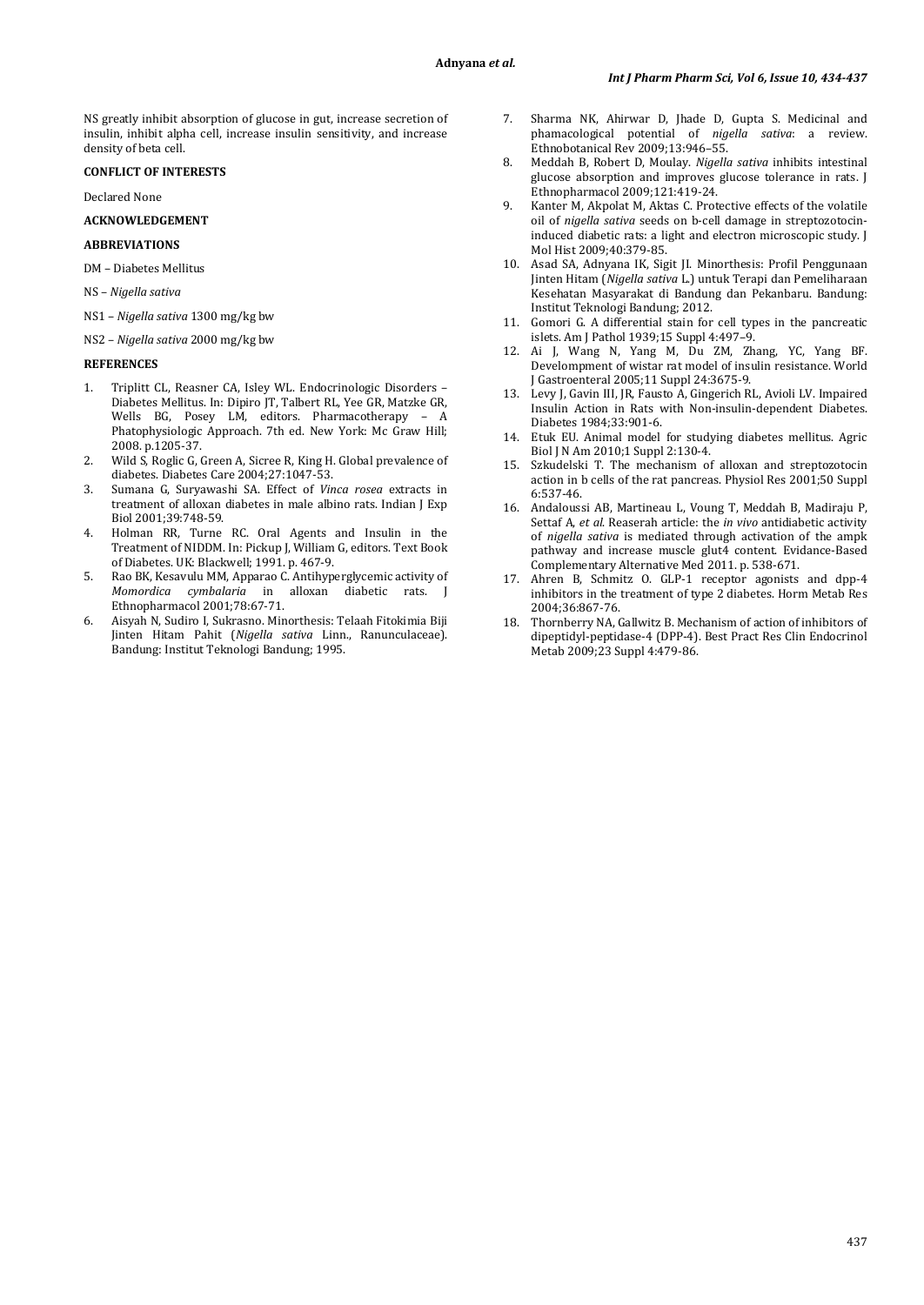NS greatly inhibit absorption of glucose in gut, increase secretion of insulin, inhibit alpha cell, increase insulin sensitivity, and increase density of beta cell.

## CONFLICT OF INTERESTS

Declared None

## ACKNOWLEDGEMENT

## ABBREVIATIONS

DM – Diabetes Mellitus

NS – *Nigella sativa*

NS1 – *Nigella sativa* 1300 mg/kg bw

NS2 – *Nigella sativa* 2000 mg/kg bw

## REFERENCES

1. Triplitt CL, Reasner CA, Isley WL. Endocrinologic Disorders – Diabetes Mellitus. In: Dipiro JT, Talbert RL, Yee GR, Matzke GR, Wells BG, Posey LM, editors. Pharmacotherapy – A Phatophysiologic Approach. 7th ed. New York: Mc Graw Hill; 2008. p.1205-37.
2. Wild S, Roglic G, Green A, Sicree R, King H. Global prevalence of diabetes. Diabetes Care 2004;27:1047-53.
3. Sumana G, Suryawashi SA. Effect of *Vinca rosea* extracts in treatment of alloxan diabetes in male albino rats. Indian J Exp Biol 2001;39:748-59.
4. Holman RR, Turne RC. Oral Agents and Insulin in the Treatment of NIDDM. In: Pickup J, William G, editors. Text Book of Diabetes. UK: Blackwell; 1991. p. 467-9.
5. Rao BK, Kesavulu MM, Apparao C. Antihyperglycemic activity of *Momordica cymbalaria* in alloxan diabetic rats. J Ethnopharmacol 2001;78:67-71.
6. Aisyah N, Sudiro I, Sukrasno. Minorthesis: Telaah Fitokimia Biji Jinten Hitam Pahit (*Nigella sativa* Linn., Ranunculaceae). Bandung: Institut Teknologi Bandung; 1995.
7. Sharma NK, Ahirwar D, Jhade D, Gupta S. Medicinal and phamacological potential of *nigella sativa*: a review. Ethnobotanical Rev 2009;13:946–55.
8. Meddah B, Robert D, Moulay. *Nigella sativa* inhibits intestinal glucose absorption and improves glucose tolerance in rats. J Ethnopharmacol 2009;121:419-24.
9. Kanter M, Akpolat M, Aktas C. Protective effects of the volatile oil of *nigella sativa* seeds on b-cell damage in streptozotocin-induced diabetic rats: a light and electron microscopic study. J Mol Hist 2009;40:379-85.
10. Asad SA, Adnyana IK, Sigit JI. Minorthesis: Profil Penggunaan Jinten Hitam (*Nigella sativa* L.) untuk Terapi dan Pemeliharaan Kesehatan Masyarakat di Bandung dan Pekanbaru. Bandung: Institut Teknologi Bandung; 2012.
11. Gomori G. A differential stain for cell types in the pancreatic islets. Am J Pathol 1939;15 Suppl 4:497–9.
12. Ai J, Wang N, Yang M, Du ZM, Zhang, YC, Yang BF. Develompment of wistar rat model of insulin resistance. World J Gastroenteral 2005;11 Suppl 24:3675-9.
13. Levy J, Gavin III, JR, Fausto A, Gingerich RL, Avioli LV. Impaired Insulin Action in Rats with Non-insulin-dependent Diabetes. Diabetes 1984;33:901-6.
14. Etuk EU. Animal model for studying diabetes mellitus. Agric Biol J N Am 2010;1 Suppl 2:130-4.
15. Szkudelski T. The mechanism of alloxan and streptozotocin action in b cells of the rat pancreas. Physiol Res 2001;50 Suppl 6:537-46.
16. Andaloussi AB, Martineau L, Voung T, Meddah B, Madiraju P, Settaf A, *et al*. Reaserah article: the *in vivo* antidiabetic activity of *nigella sativa* is mediated through activation of the ampk pathway and increase muscle glut4 content. Evidance-Based Complementary Alternative Med 2011. p. 538-671.
17. Ahren B, Schmitz O. GLP-1 receptor agonists and dpp-4 inhibitors in the treatment of type 2 diabetes. Horm Metab Res 2004;36:867-76.
18. Thornberry NA, Gallwitz B. Mechanism of action of inhibitors of dipeptidyl-peptidase-4 (DPP-4). Best Pract Res Clin Endocrinol Metab 2009;23 Suppl 4:479-86.